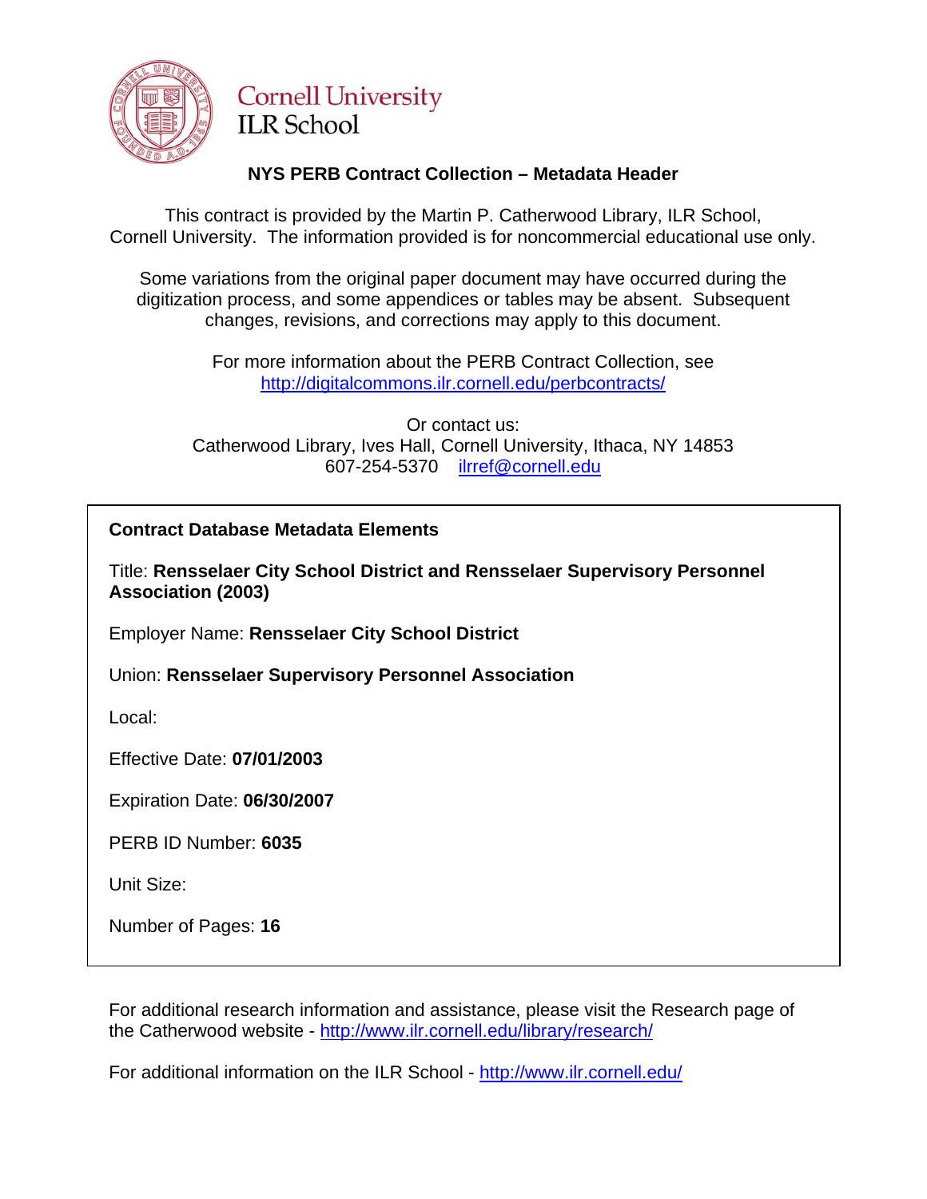Cornell University
ILR School

## NYS PERB Contract Collection – Metadata Header

This contract is provided by the Martin P. Catherwood Library, ILR School, Cornell University. The information provided is for noncommercial educational use only.

Some variations from the original paper document may have occurred during the digitization process, and some appendices or tables may be absent. Subsequent changes, revisions, and corrections may apply to this document.

For more information about the PERB Contract Collection, see http://digitalcommons.ilr.cornell.edu/perbcontracts/

Or contact us:
Catherwood Library, Ives Hall, Cornell University, Ithaca, NY 14853
607-254-5370 ilrref@cornell.edu

**Contract Database Metadata Elements**

Title: **Rensselaer City School District and Rensselaer Supervisory Personnel Association (2003)**

Employer Name: **Rensselaer City School District**

Union: **Rensselaer Supervisory Personnel Association**

Local:

Effective Date: **07/01/2003**

Expiration Date: **06/30/2007**

PERB ID Number: **6035**

Unit Size:

Number of Pages: **16**

For additional research information and assistance, please visit the Research page of the Catherwood website - http://www.ilr.cornell.edu/library/research/

For additional information on the ILR School - http://www.ilr.cornell.edu/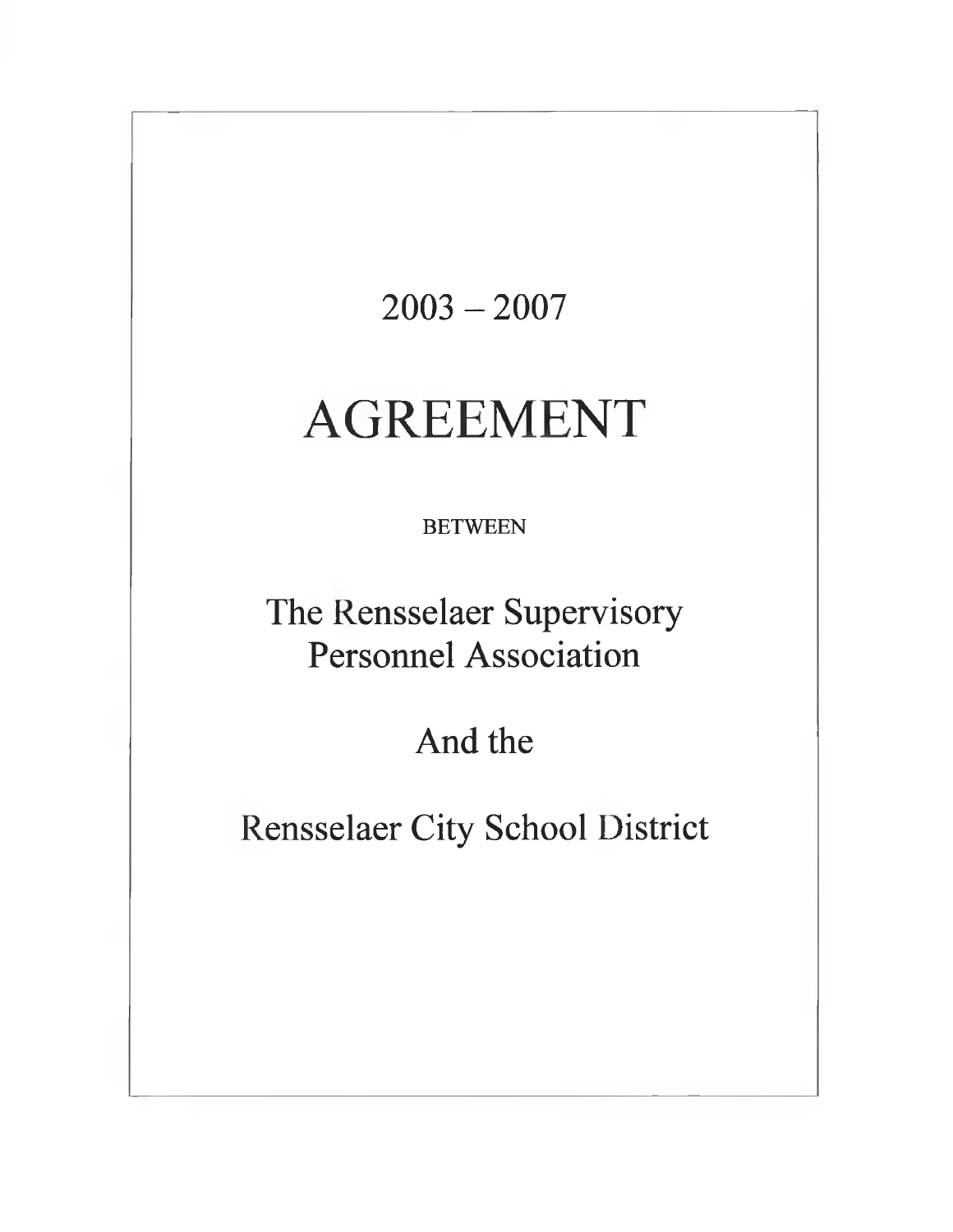# 2003 – 2007

# AGREEMENT

BETWEEN

## The Rensselaer Supervisory Personnel Association

## And the

## Rensselaer City School District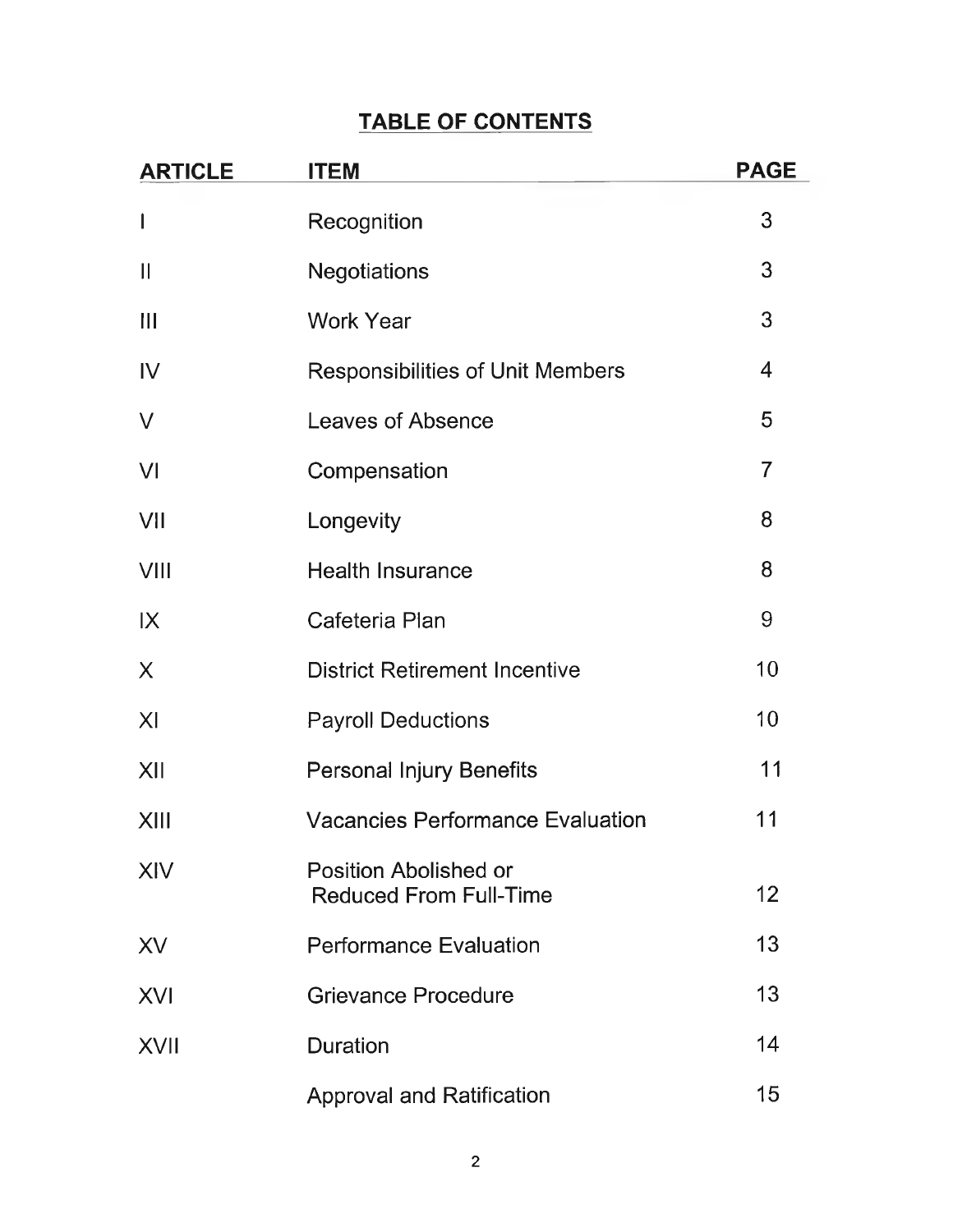# TABLE OF CONTENTS

| ARTICLE | ITEM | PAGE |
|---|---|---|
| I | Recognition | 3 |
| II | Negotiations | 3 |
| III | Work Year | 3 |
| IV | Responsibilities of Unit Members | 4 |
| V | Leaves of Absence | 5 |
| VI | Compensation | 7 |
| VII | Longevity | 8 |
| VIII | Health Insurance | 8 |
| IX | Cafeteria Plan | 9 |
| X | District Retirement Incentive | 10 |
| XI | Payroll Deductions | 10 |
| XII | Personal Injury Benefits | 11 |
| XIII | Vacancies Performance Evaluation | 11 |
| XIV | Position Abolished or Reduced From Full-Time | 12 |
| XV | Performance Evaluation | 13 |
| XVI | Grievance Procedure | 13 |
| XVII | Duration | 14 |
| | Approval and Ratification | 15 |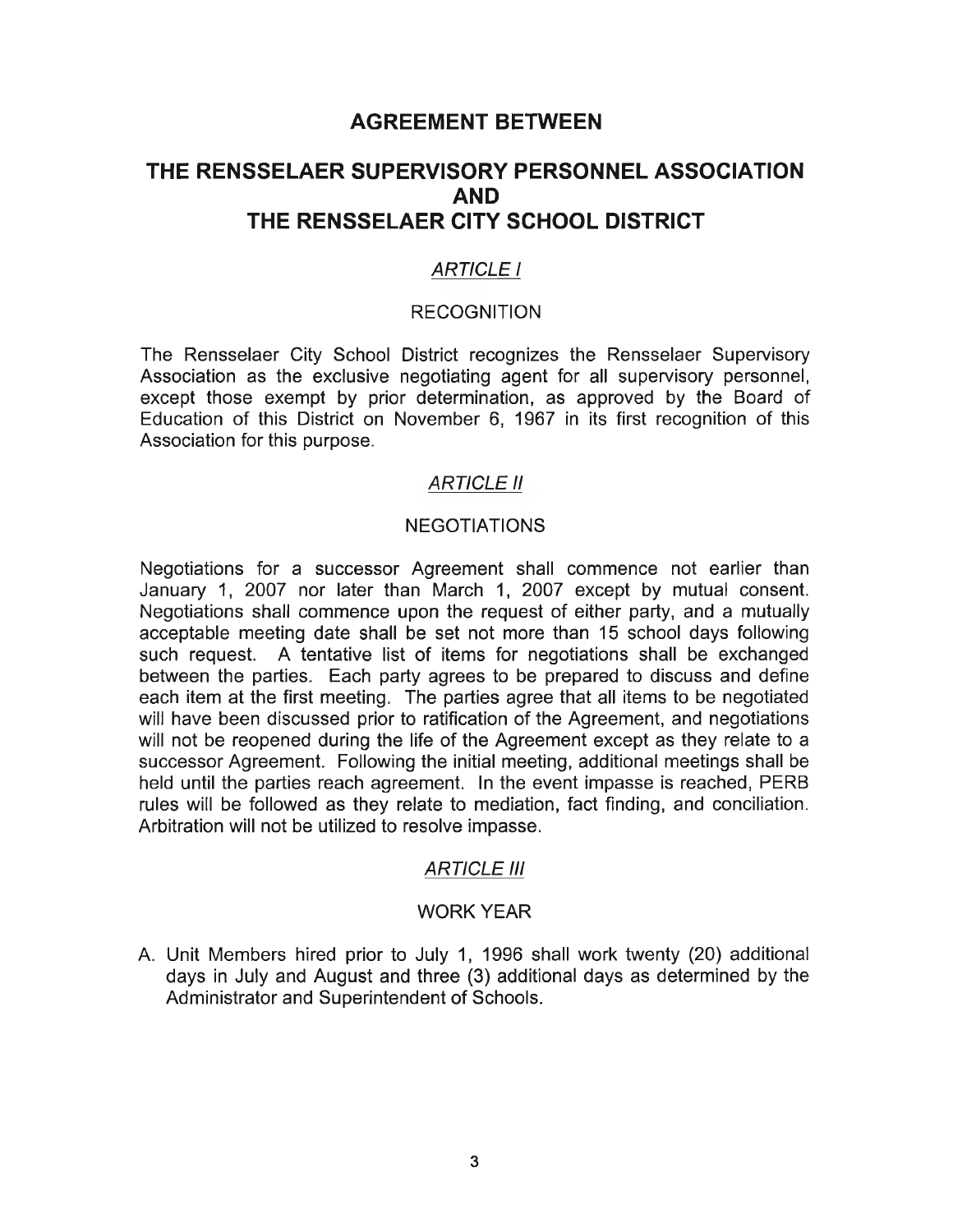# AGREEMENT BETWEEN

# THE RENSSELAER SUPERVISORY PERSONNEL ASSOCIATION AND THE RENSSELAER CITY SCHOOL DISTRICT

## *ARTICLE I*

### RECOGNITION

The Rensselaer City School District recognizes the Rensselaer Supervisory Association as the exclusive negotiating agent for all supervisory personnel, except those exempt by prior determination, as approved by the Board of Education of this District on November 6, 1967 in its first recognition of this Association for this purpose.

## *ARTICLE II*

### NEGOTIATIONS

Negotiations for a successor Agreement shall commence not earlier than January 1, 2007 nor later than March 1, 2007 except by mutual consent. Negotiations shall commence upon the request of either party, and a mutually acceptable meeting date shall be set not more than 15 school days following such request. A tentative list of items for negotiations shall be exchanged between the parties. Each party agrees to be prepared to discuss and define each item at the first meeting. The parties agree that all items to be negotiated will have been discussed prior to ratification of the Agreement, and negotiations will not be reopened during the life of the Agreement except as they relate to a successor Agreement. Following the initial meeting, additional meetings shall be held until the parties reach agreement. In the event impasse is reached, PERB rules will be followed as they relate to mediation, fact finding, and conciliation. Arbitration will not be utilized to resolve impasse.

## *ARTICLE III*

### WORK YEAR

A. Unit Members hired prior to July 1, 1996 shall work twenty (20) additional days in July and August and three (3) additional days as determined by the Administrator and Superintendent of Schools.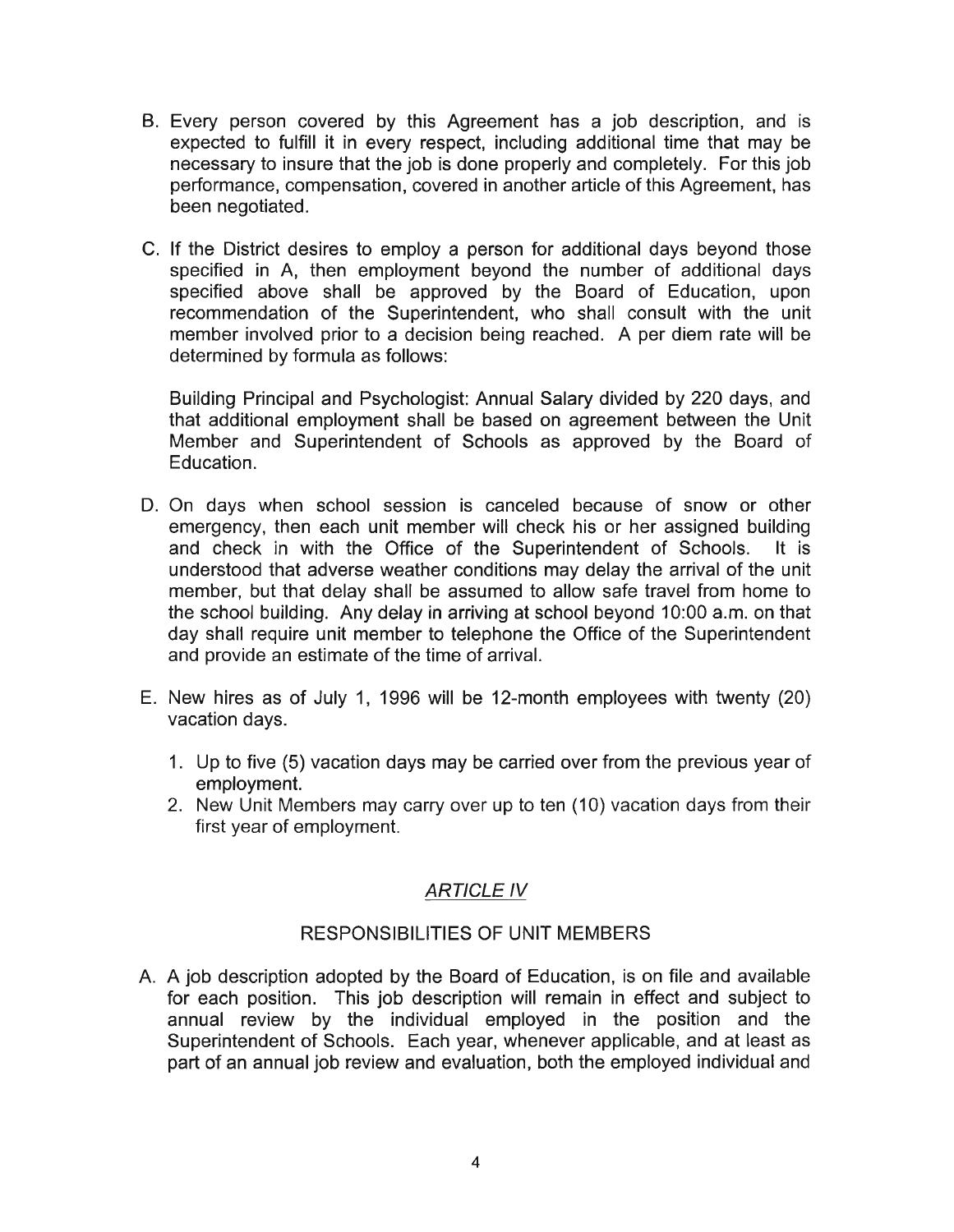B. Every person covered by this Agreement has a job description, and is expected to fulfill it in every respect, including additional time that may be necessary to insure that the job is done properly and completely. For this job performance, compensation, covered in another article of this Agreement, has been negotiated.

C. If the District desires to employ a person for additional days beyond those specified in A, then employment beyond the number of additional days specified above shall be approved by the Board of Education, upon recommendation of the Superintendent, who shall consult with the unit member involved prior to a decision being reached. A per diem rate will be determined by formula as follows:

   Building Principal and Psychologist: Annual Salary divided by 220 days, and that additional employment shall be based on agreement between the Unit Member and Superintendent of Schools as approved by the Board of Education.

D. On days when school session is canceled because of snow or other emergency, then each unit member will check his or her assigned building and check in with the Office of the Superintendent of Schools. It is understood that adverse weather conditions may delay the arrival of the unit member, but that delay shall be assumed to allow safe travel from home to the school building. Any delay in arriving at school beyond 10:00 a.m. on that day shall require unit member to telephone the Office of the Superintendent and provide an estimate of the time of arrival.

E. New hires as of July 1, 1996 will be 12-month employees with twenty (20) vacation days.

   1. Up to five (5) vacation days may be carried over from the previous year of employment.
   2. New Unit Members may carry over up to ten (10) vacation days from their first year of employment.

## *ARTICLE IV*

## RESPONSIBILITIES OF UNIT MEMBERS

A. A job description adopted by the Board of Education, is on file and available for each position. This job description will remain in effect and subject to annual review by the individual employed in the position and the Superintendent of Schools. Each year, whenever applicable, and at least as part of an annual job review and evaluation, both the employed individual and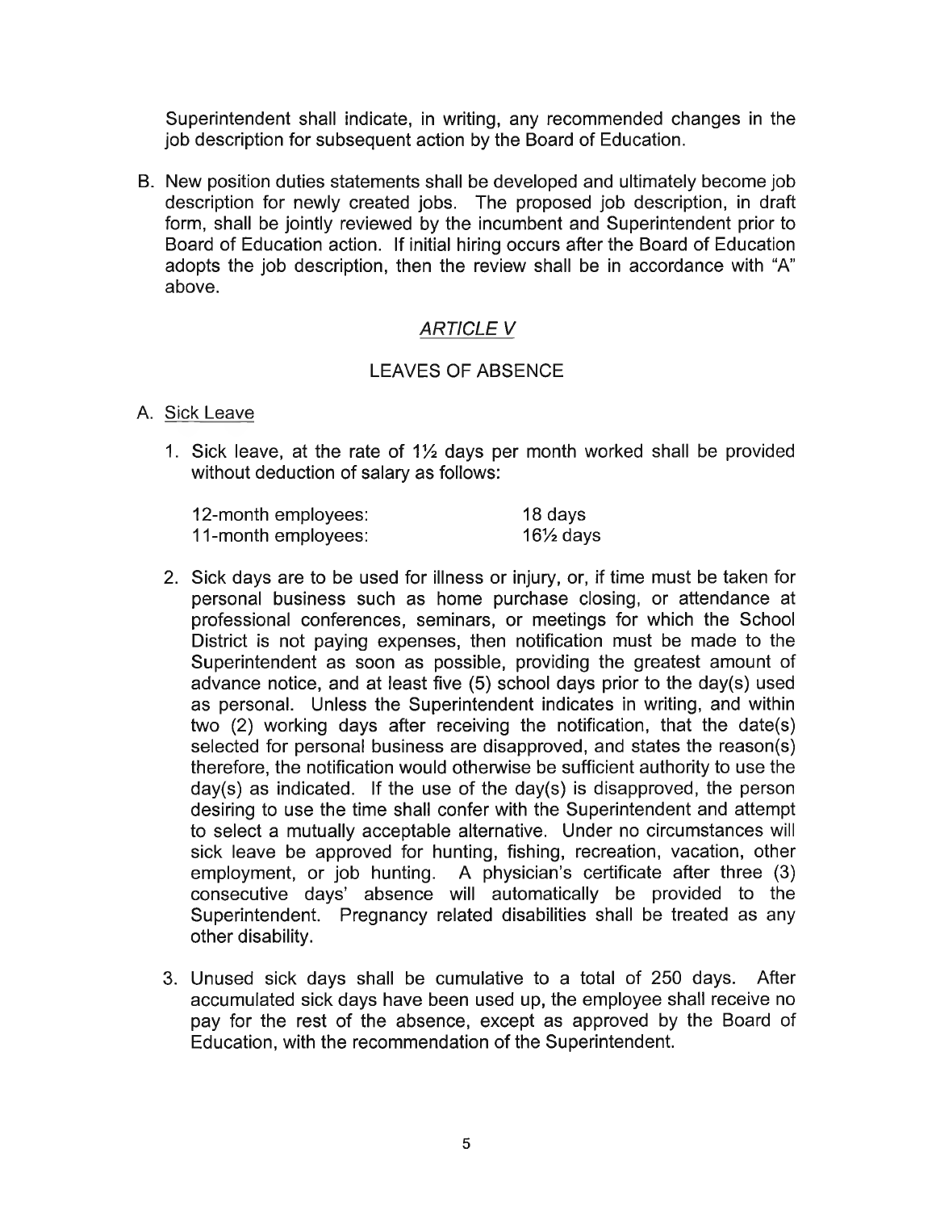Superintendent shall indicate, in writing, any recommended changes in the job description for subsequent action by the Board of Education.

B. New position duties statements shall be developed and ultimately become job description for newly created jobs. The proposed job description, in draft form, shall be jointly reviewed by the incumbent and Superintendent prior to Board of Education action. If initial hiring occurs after the Board of Education adopts the job description, then the review shall be in accordance with "A" above.

## *ARTICLE V*

## LEAVES OF ABSENCE

A. Sick Leave

1. Sick leave, at the rate of 1½ days per month worked shall be provided without deduction of salary as follows:

| | |
|---|---|
| 12-month employees: | 18 days |
| 11-month employees: | 16½ days |

2. Sick days are to be used for illness or injury, or, if time must be taken for personal business such as home purchase closing, or attendance at professional conferences, seminars, or meetings for which the School District is not paying expenses, then notification must be made to the Superintendent as soon as possible, providing the greatest amount of advance notice, and at least five (5) school days prior to the day(s) used as personal. Unless the Superintendent indicates in writing, and within two (2) working days after receiving the notification, that the date(s) selected for personal business are disapproved, and states the reason(s) therefore, the notification would otherwise be sufficient authority to use the day(s) as indicated. If the use of the day(s) is disapproved, the person desiring to use the time shall confer with the Superintendent and attempt to select a mutually acceptable alternative. Under no circumstances will sick leave be approved for hunting, fishing, recreation, vacation, other employment, or job hunting. A physician's certificate after three (3) consecutive days' absence will automatically be provided to the Superintendent. Pregnancy related disabilities shall be treated as any other disability.

3. Unused sick days shall be cumulative to a total of 250 days. After accumulated sick days have been used up, the employee shall receive no pay for the rest of the absence, except as approved by the Board of Education, with the recommendation of the Superintendent.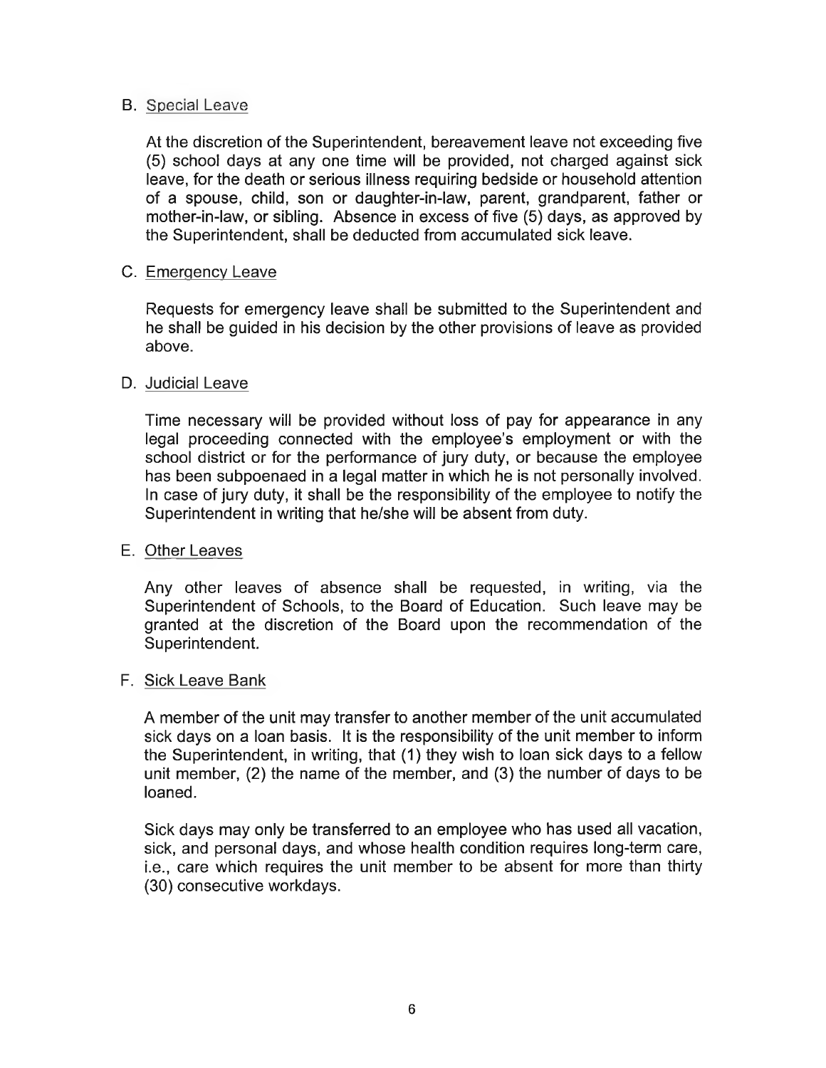B. Special Leave

At the discretion of the Superintendent, bereavement leave not exceeding five (5) school days at any one time will be provided, not charged against sick leave, for the death or serious illness requiring bedside or household attention of a spouse, child, son or daughter-in-law, parent, grandparent, father or mother-in-law, or sibling. Absence in excess of five (5) days, as approved by the Superintendent, shall be deducted from accumulated sick leave.

C. Emergency Leave

Requests for emergency leave shall be submitted to the Superintendent and he shall be guided in his decision by the other provisions of leave as provided above.

D. Judicial Leave

Time necessary will be provided without loss of pay for appearance in any legal proceeding connected with the employee's employment or with the school district or for the performance of jury duty, or because the employee has been subpoenaed in a legal matter in which he is not personally involved. In case of jury duty, it shall be the responsibility of the employee to notify the Superintendent in writing that he/she will be absent from duty.

E. Other Leaves

Any other leaves of absence shall be requested, in writing, via the Superintendent of Schools, to the Board of Education. Such leave may be granted at the discretion of the Board upon the recommendation of the Superintendent.

F. Sick Leave Bank

A member of the unit may transfer to another member of the unit accumulated sick days on a loan basis. It is the responsibility of the unit member to inform the Superintendent, in writing, that (1) they wish to loan sick days to a fellow unit member, (2) the name of the member, and (3) the number of days to be loaned.

Sick days may only be transferred to an employee who has used all vacation, sick, and personal days, and whose health condition requires long-term care, i.e., care which requires the unit member to be absent for more than thirty (30) consecutive workdays.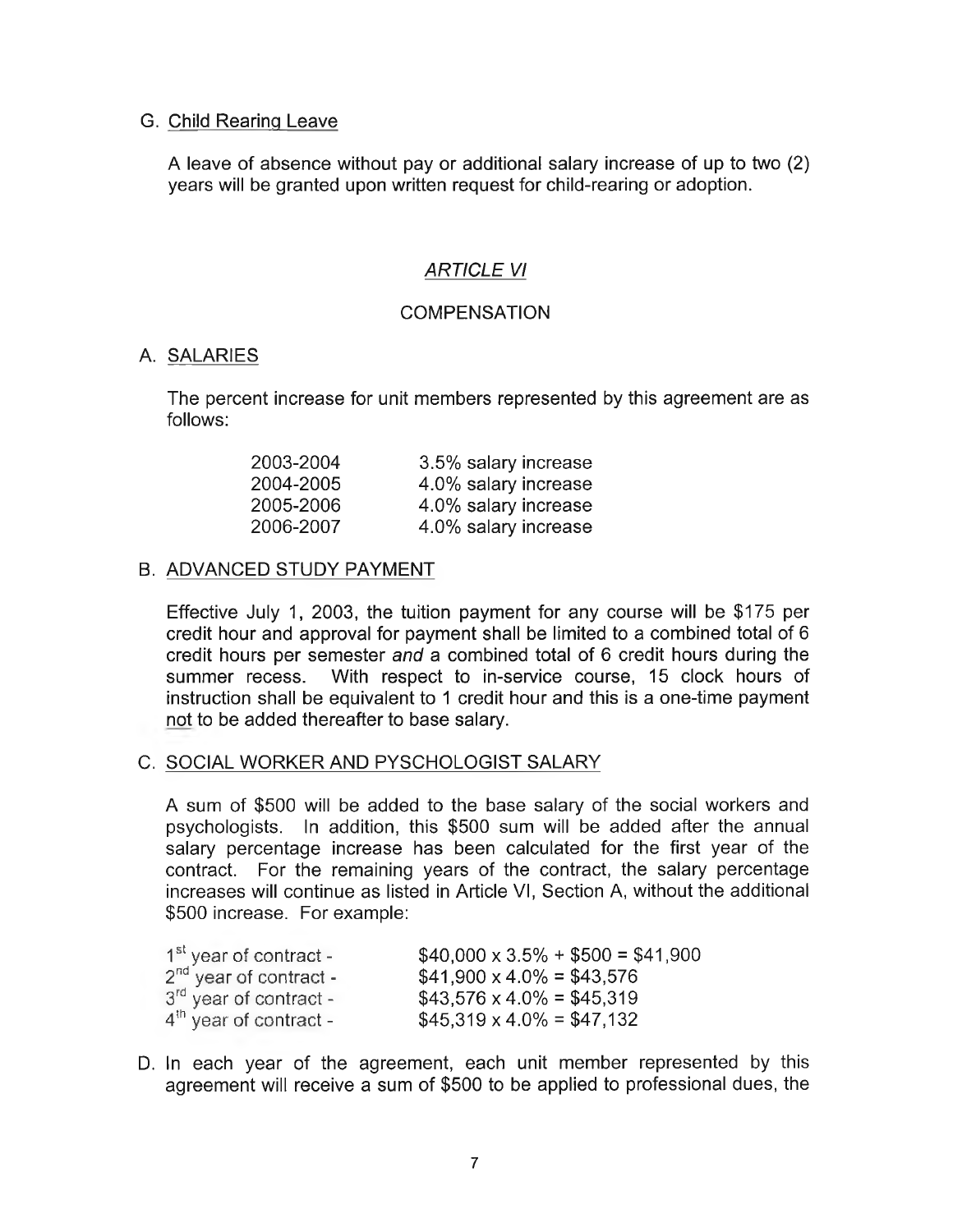G. Child Rearing Leave

A leave of absence without pay or additional salary increase of up to two (2) years will be granted upon written request for child-rearing or adoption.

## *ARTICLE VI*

## COMPENSATION

A. SALARIES

The percent increase for unit members represented by this agreement are as follows:

| | |
|---|---|
| 2003-2004 | 3.5% salary increase |
| 2004-2005 | 4.0% salary increase |
| 2005-2006 | 4.0% salary increase |
| 2006-2007 | 4.0% salary increase |

B. ADVANCED STUDY PAYMENT

Effective July 1, 2003, the tuition payment for any course will be $175 per credit hour and approval for payment shall be limited to a combined total of 6 credit hours per semester *and* a combined total of 6 credit hours during the summer recess. With respect to in-service course, 15 clock hours of instruction shall be equivalent to 1 credit hour and this is a one-time payment not to be added thereafter to base salary.

C. SOCIAL WORKER AND PYSCHOLOGIST SALARY

A sum of $500 will be added to the base salary of the social workers and psychologists. In addition, this $500 sum will be added after the annual salary percentage increase has been calculated for the first year of the contract. For the remaining years of the contract, the salary percentage increases will continue as listed in Article VI, Section A, without the additional $500 increase. For example:

| | |
|---|---|
| 1st year of contract - | $40,000 x 3.5% + $500 = $41,900 |
| 2nd year of contract - | $41,900 x 4.0% = $43,576 |
| 3rd year of contract - | $43,576 x 4.0% = $45,319 |
| 4th year of contract - | $45,319 x 4.0% = $47,132 |

D. In each year of the agreement, each unit member represented by this agreement will receive a sum of $500 to be applied to professional dues, the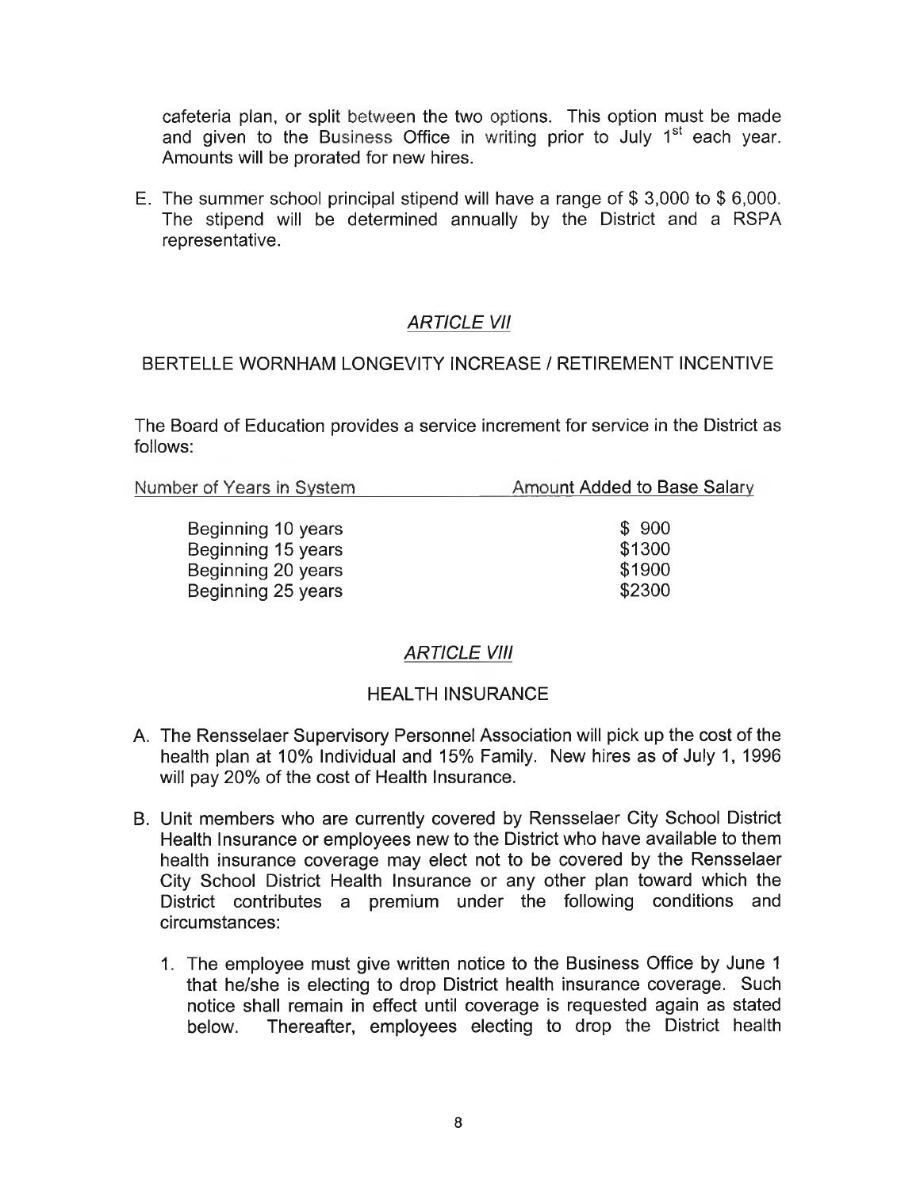cafeteria plan, or split between the two options. This option must be made and given to the Business Office in writing prior to July 1st each year. Amounts will be prorated for new hires.

E. The summer school principal stipend will have a range of $ 3,000 to $ 6,000. The stipend will be determined annually by the District and a RSPA representative.

## *ARTICLE VII*

### BERTELLE WORNHAM LONGEVITY INCREASE / RETIREMENT INCENTIVE

The Board of Education provides a service increment for service in the District as follows:

| Number of Years in System | Amount Added to Base Salary |
|---|---|
| Beginning 10 years | $ 900 |
| Beginning 15 years | $1300 |
| Beginning 20 years | $1900 |
| Beginning 25 years | $2300 |

## *ARTICLE VIII*

### HEALTH INSURANCE

A. The Rensselaer Supervisory Personnel Association will pick up the cost of the health plan at 10% Individual and 15% Family. New hires as of July 1, 1996 will pay 20% of the cost of Health Insurance.

B. Unit members who are currently covered by Rensselaer City School District Health Insurance or employees new to the District who have available to them health insurance coverage may elect not to be covered by the Rensselaer City School District Health Insurance or any other plan toward which the District contributes a premium under the following conditions and circumstances:

   1. The employee must give written notice to the Business Office by June 1 that he/she is electing to drop District health insurance coverage. Such notice shall remain in effect until coverage is requested again as stated below. Thereafter, employees electing to drop the District health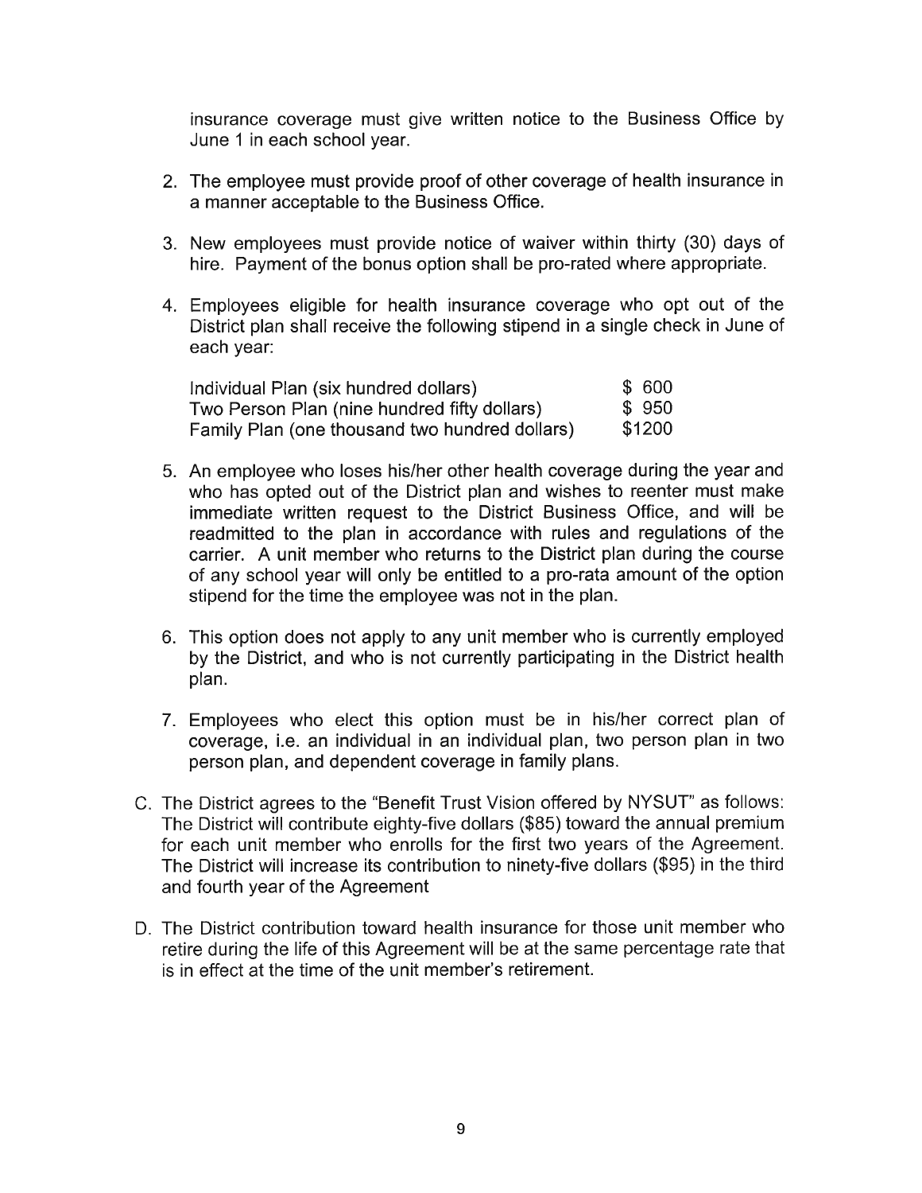insurance coverage must give written notice to the Business Office by June 1 in each school year.

2. The employee must provide proof of other coverage of health insurance in a manner acceptable to the Business Office.

3. New employees must provide notice of waiver within thirty (30) days of hire. Payment of the bonus option shall be pro-rated where appropriate.

4. Employees eligible for health insurance coverage who opt out of the District plan shall receive the following stipend in a single check in June of each year:

| | |
|---|---|
| Individual Plan (six hundred dollars) | $ 600 |
| Two Person Plan (nine hundred fifty dollars) | $ 950 |
| Family Plan (one thousand two hundred dollars) | $1200 |

5. An employee who loses his/her other health coverage during the year and who has opted out of the District plan and wishes to reenter must make immediate written request to the District Business Office, and will be readmitted to the plan in accordance with rules and regulations of the carrier. A unit member who returns to the District plan during the course of any school year will only be entitled to a pro-rata amount of the option stipend for the time the employee was not in the plan.

6. This option does not apply to any unit member who is currently employed by the District, and who is not currently participating in the District health plan.

7. Employees who elect this option must be in his/her correct plan of coverage, i.e. an individual in an individual plan, two person plan in two person plan, and dependent coverage in family plans.

C. The District agrees to the "Benefit Trust Vision offered by NYSUT" as follows: The District will contribute eighty-five dollars ($85) toward the annual premium for each unit member who enrolls for the first two years of the Agreement. The District will increase its contribution to ninety-five dollars ($95) in the third and fourth year of the Agreement

D. The District contribution toward health insurance for those unit member who retire during the life of this Agreement will be at the same percentage rate that is in effect at the time of the unit member's retirement.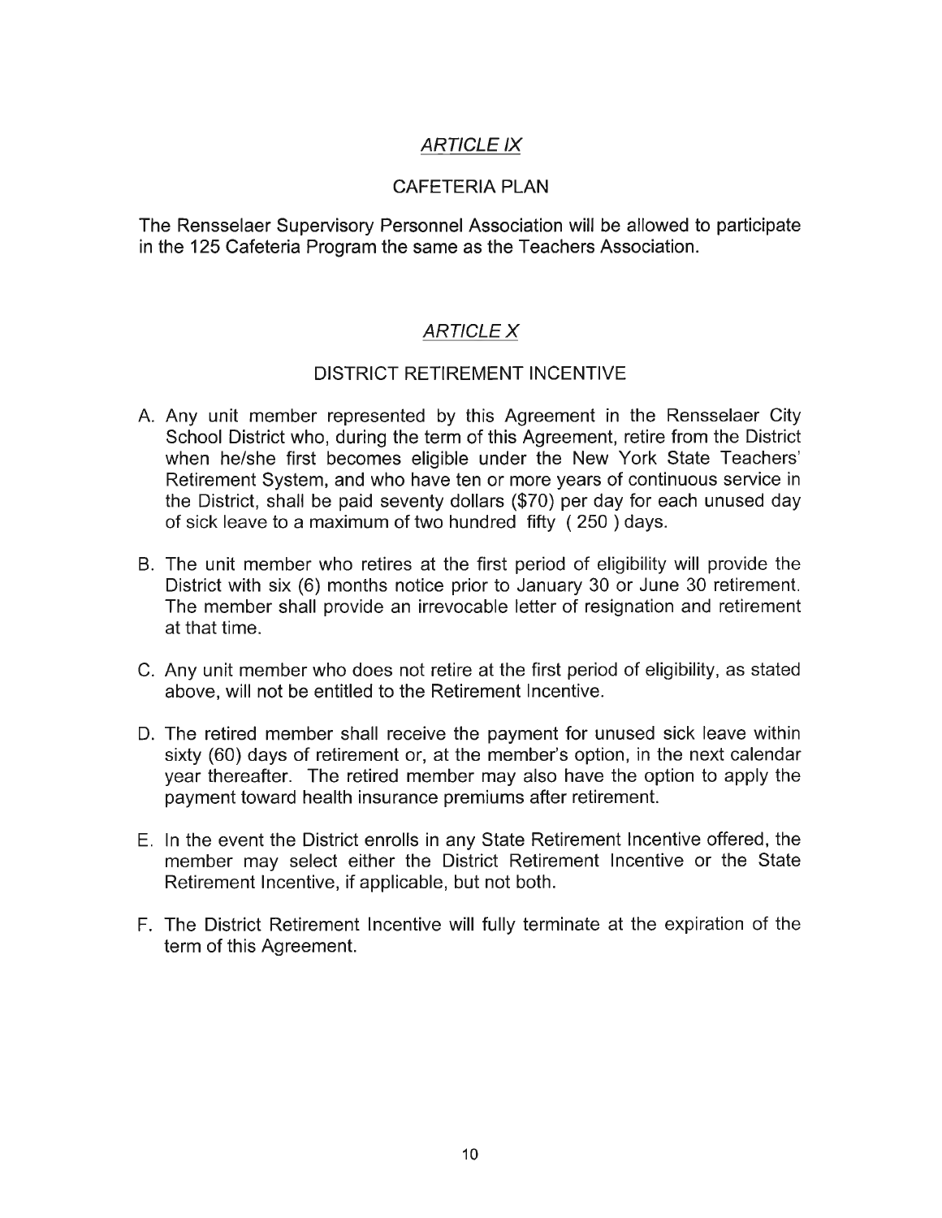## *ARTICLE IX*

### CAFETERIA PLAN

The Rensselaer Supervisory Personnel Association will be allowed to participate in the 125 Cafeteria Program the same as the Teachers Association.

## *ARTICLE X*

### DISTRICT RETIREMENT INCENTIVE

A. Any unit member represented by this Agreement in the Rensselaer City School District who, during the term of this Agreement, retire from the District when he/she first becomes eligible under the New York State Teachers' Retirement System, and who have ten or more years of continuous service in the District, shall be paid seventy dollars ($70) per day for each unused day of sick leave to a maximum of two hundred fifty ( 250 ) days.

B. The unit member who retires at the first period of eligibility will provide the District with six (6) months notice prior to January 30 or June 30 retirement. The member shall provide an irrevocable letter of resignation and retirement at that time.

C. Any unit member who does not retire at the first period of eligibility, as stated above, will not be entitled to the Retirement Incentive.

D. The retired member shall receive the payment for unused sick leave within sixty (60) days of retirement or, at the member's option, in the next calendar year thereafter. The retired member may also have the option to apply the payment toward health insurance premiums after retirement.

E. In the event the District enrolls in any State Retirement Incentive offered, the member may select either the District Retirement Incentive or the State Retirement Incentive, if applicable, but not both.

F. The District Retirement Incentive will fully terminate at the expiration of the term of this Agreement.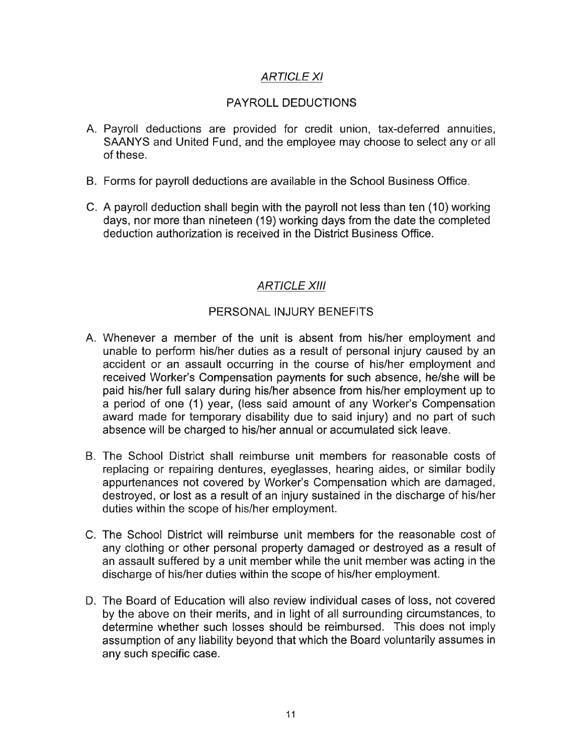## *ARTICLE XI*

### PAYROLL DEDUCTIONS

A. Payroll deductions are provided for credit union, tax-deferred annuities, SAANYS and United Fund, and the employee may choose to select any or all of these.

B. Forms for payroll deductions are available in the School Business Office.

C. A payroll deduction shall begin with the payroll not less than ten (10) working days, nor more than nineteen (19) working days from the date the completed deduction authorization is received in the District Business Office.

## *ARTICLE XIII*

### PERSONAL INJURY BENEFITS

A. Whenever a member of the unit is absent from his/her employment and unable to perform his/her duties as a result of personal injury caused by an accident or an assault occurring in the course of his/her employment and received Worker's Compensation payments for such absence, he/she will be paid his/her full salary during his/her absence from his/her employment up to a period of one (1) year, (less said amount of any Worker's Compensation award made for temporary disability due to said injury) and no part of such absence will be charged to his/her annual or accumulated sick leave.

B. The School District shall reimburse unit members for reasonable costs of replacing or repairing dentures, eyeglasses, hearing aides, or similar bodily appurtenances not covered by Worker's Compensation which are damaged, destroyed, or lost as a result of an injury sustained in the discharge of his/her duties within the scope of his/her employment.

C. The School District will reimburse unit members for the reasonable cost of any clothing or other personal property damaged or destroyed as a result of an assault suffered by a unit member while the unit member was acting in the discharge of his/her duties within the scope of his/her employment.

D. The Board of Education will also review individual cases of loss, not covered by the above on their merits, and in light of all surrounding circumstances, to determine whether such losses should be reimbursed. This does not imply assumption of any liability beyond that which the Board voluntarily assumes in any such specific case.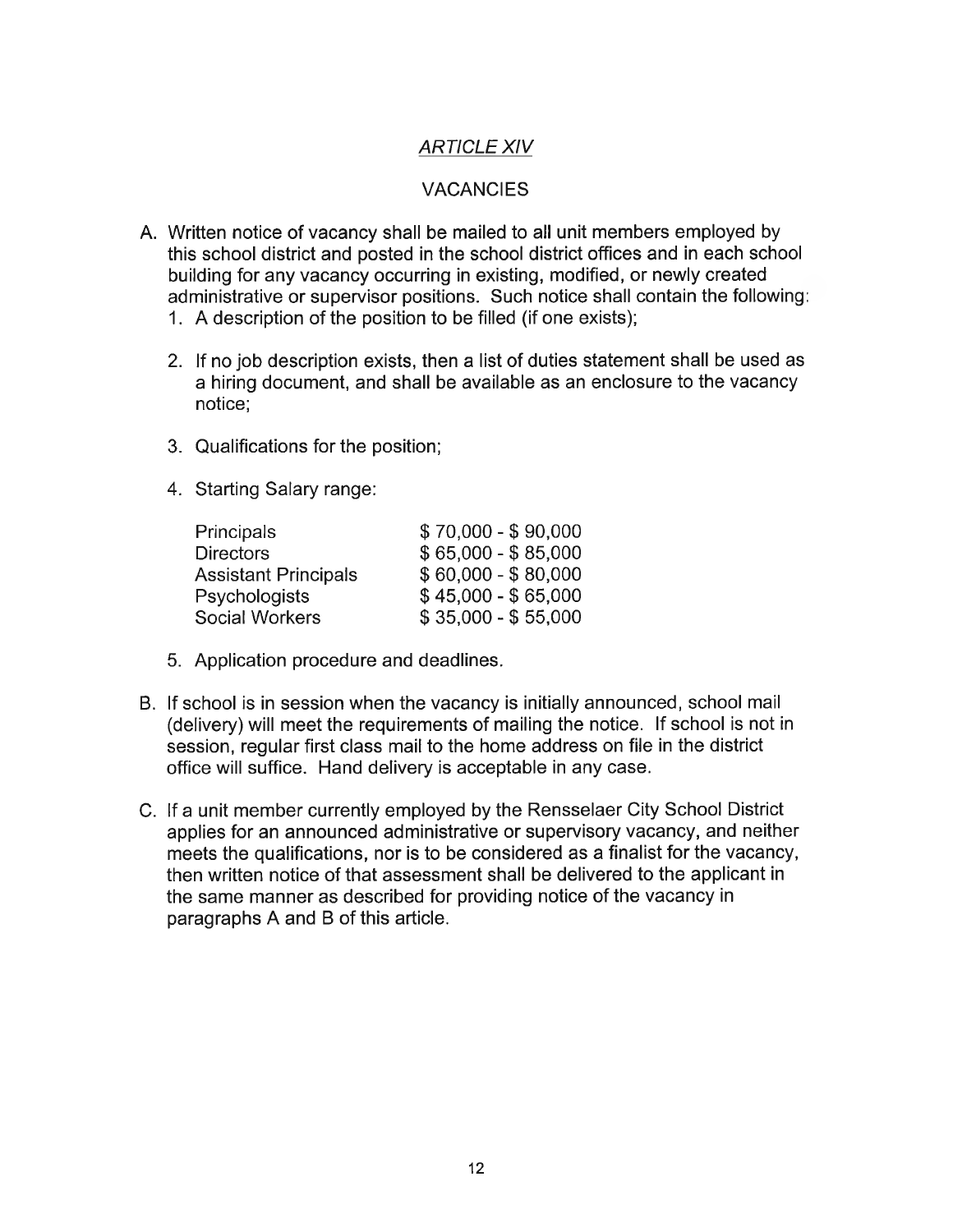## *ARTICLE XIV*

## VACANCIES

A. Written notice of vacancy shall be mailed to all unit members employed by this school district and posted in the school district offices and in each school building for any vacancy occurring in existing, modified, or newly created administrative or supervisor positions. Such notice shall contain the following:

   1. A description of the position to be filled (if one exists);

   2. If no job description exists, then a list of duties statement shall be used as a hiring document, and shall be available as an enclosure to the vacancy notice;

   3. Qualifications for the position;

   4. Starting Salary range:

| | |
|---|---|
| Principals | $ 70,000 - $ 90,000 |
| Directors | $ 65,000 - $ 85,000 |
| Assistant Principals | $ 60,000 - $ 80,000 |
| Psychologists | $ 45,000 - $ 65,000 |
| Social Workers | $ 35,000 - $ 55,000 |

   5. Application procedure and deadlines.

B. If school is in session when the vacancy is initially announced, school mail (delivery) will meet the requirements of mailing the notice. If school is not in session, regular first class mail to the home address on file in the district office will suffice. Hand delivery is acceptable in any case.

C. If a unit member currently employed by the Rensselaer City School District applies for an announced administrative or supervisory vacancy, and neither meets the qualifications, nor is to be considered as a finalist for the vacancy, then written notice of that assessment shall be delivered to the applicant in the same manner as described for providing notice of the vacancy in paragraphs A and B of this article.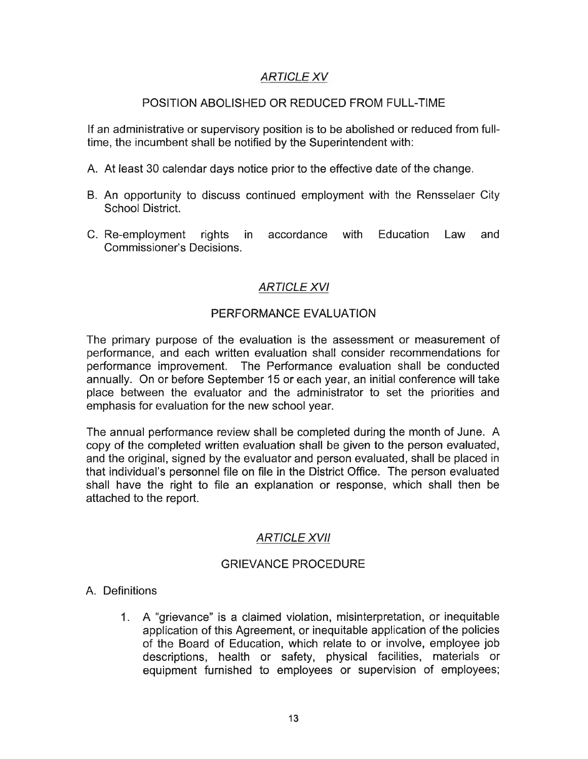## *ARTICLE XV*

### POSITION ABOLISHED OR REDUCED FROM FULL-TIME

If an administrative or supervisory position is to be abolished or reduced from full-time, the incumbent shall be notified by the Superintendent with:

A. At least 30 calendar days notice prior to the effective date of the change.

B. An opportunity to discuss continued employment with the Rensselaer City School District.

C. Re-employment rights in accordance with Education Law and Commissioner's Decisions.

## *ARTICLE XVI*

### PERFORMANCE EVALUATION

The primary purpose of the evaluation is the assessment or measurement of performance, and each written evaluation shall consider recommendations for performance improvement. The Performance evaluation shall be conducted annually. On or before September 15 or each year, an initial conference will take place between the evaluator and the administrator to set the priorities and emphasis for evaluation for the new school year.

The annual performance review shall be completed during the month of June. A copy of the completed written evaluation shall be given to the person evaluated, and the original, signed by the evaluator and person evaluated, shall be placed in that individual's personnel file on file in the District Office. The person evaluated shall have the right to file an explanation or response, which shall then be attached to the report.

## *ARTICLE XVII*

### GRIEVANCE PROCEDURE

A. Definitions

1. A "grievance" is a claimed violation, misinterpretation, or inequitable application of this Agreement, or inequitable application of the policies of the Board of Education, which relate to or involve, employee job descriptions, health or safety, physical facilities, materials or equipment furnished to employees or supervision of employees;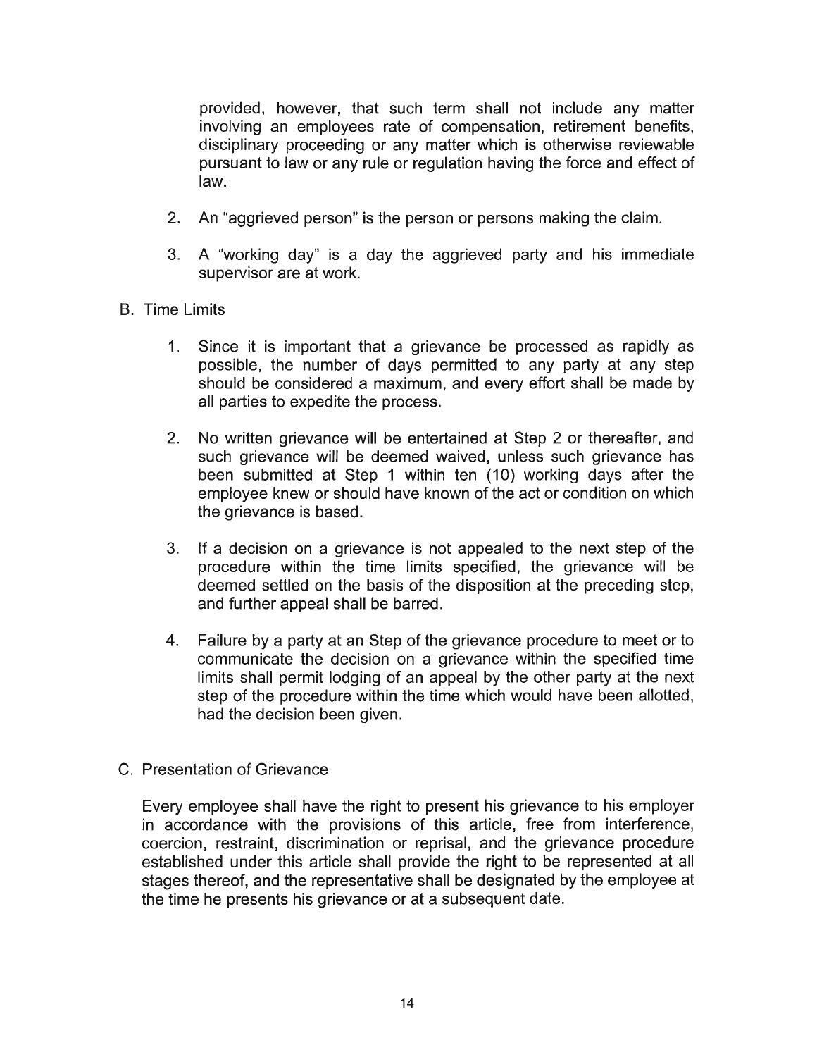provided, however, that such term shall not include any matter involving an employees rate of compensation, retirement benefits, disciplinary proceeding or any matter which is otherwise reviewable pursuant to law or any rule or regulation having the force and effect of law.

2. An "aggrieved person" is the person or persons making the claim.

3. A "working day" is a day the aggrieved party and his immediate supervisor are at work.

B. Time Limits

1. Since it is important that a grievance be processed as rapidly as possible, the number of days permitted to any party at any step should be considered a maximum, and every effort shall be made by all parties to expedite the process.

2. No written grievance will be entertained at Step 2 or thereafter, and such grievance will be deemed waived, unless such grievance has been submitted at Step 1 within ten (10) working days after the employee knew or should have known of the act or condition on which the grievance is based.

3. If a decision on a grievance is not appealed to the next step of the procedure within the time limits specified, the grievance will be deemed settled on the basis of the disposition at the preceding step, and further appeal shall be barred.

4. Failure by a party at an Step of the grievance procedure to meet or to communicate the decision on a grievance within the specified time limits shall permit lodging of an appeal by the other party at the next step of the procedure within the time which would have been allotted, had the decision been given.

C. Presentation of Grievance

Every employee shall have the right to present his grievance to his employer in accordance with the provisions of this article, free from interference, coercion, restraint, discrimination or reprisal, and the grievance procedure established under this article shall provide the right to be represented at all stages thereof, and the representative shall be designated by the employee at the time he presents his grievance or at a subsequent date.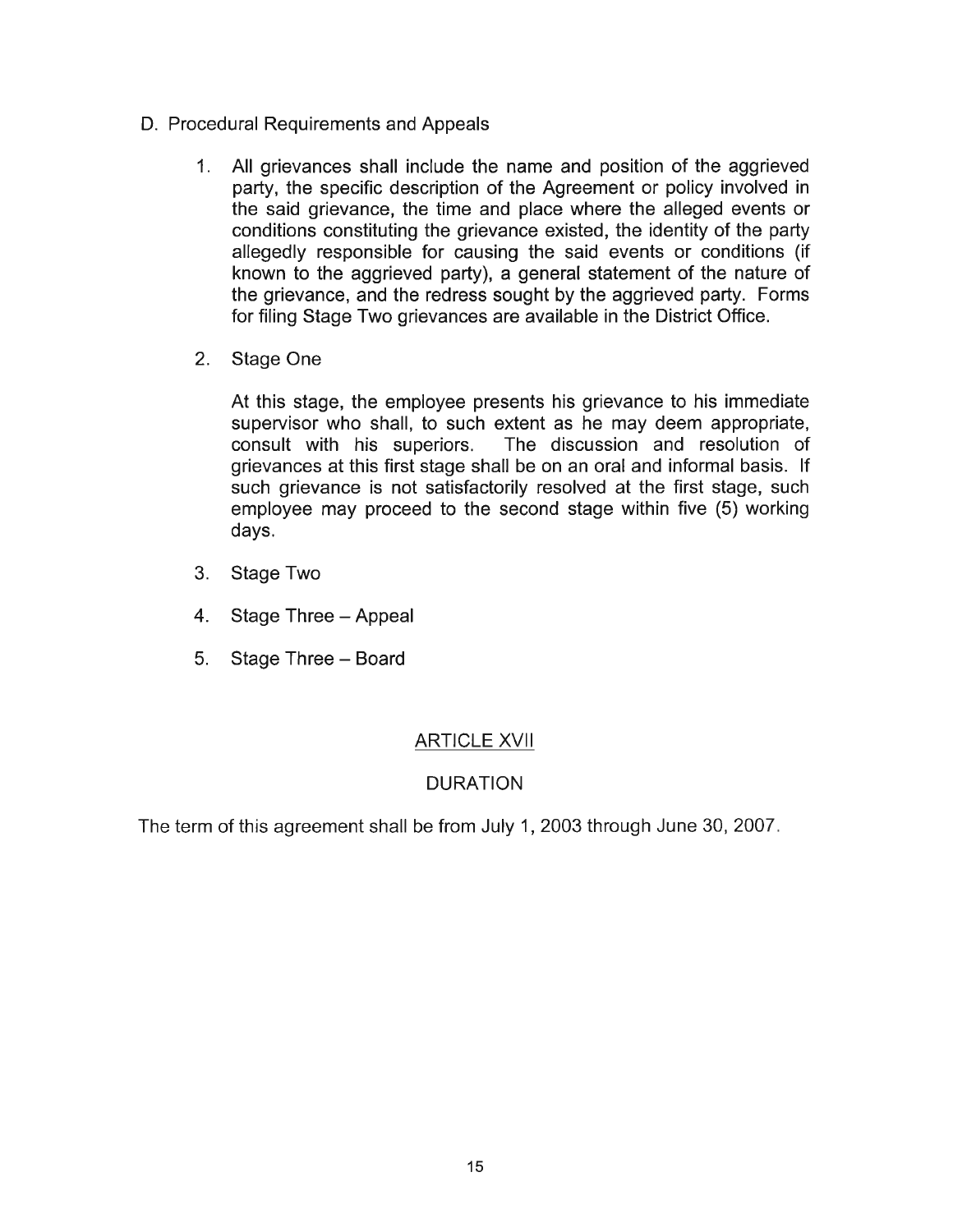D. Procedural Requirements and Appeals

1. All grievances shall include the name and position of the aggrieved party, the specific description of the Agreement or policy involved in the said grievance, the time and place where the alleged events or conditions constituting the grievance existed, the identity of the party allegedly responsible for causing the said events or conditions (if known to the aggrieved party), a general statement of the nature of the grievance, and the redress sought by the aggrieved party. Forms for filing Stage Two grievances are available in the District Office.

2. Stage One

   At this stage, the employee presents his grievance to his immediate supervisor who shall, to such extent as he may deem appropriate, consult with his superiors. The discussion and resolution of grievances at this first stage shall be on an oral and informal basis. If such grievance is not satisfactorily resolved at the first stage, such employee may proceed to the second stage within five (5) working days.

3. Stage Two

4. Stage Three – Appeal

5. Stage Three – Board

## ARTICLE XVII

## DURATION

The term of this agreement shall be from July 1, 2003 through June 30, 2007.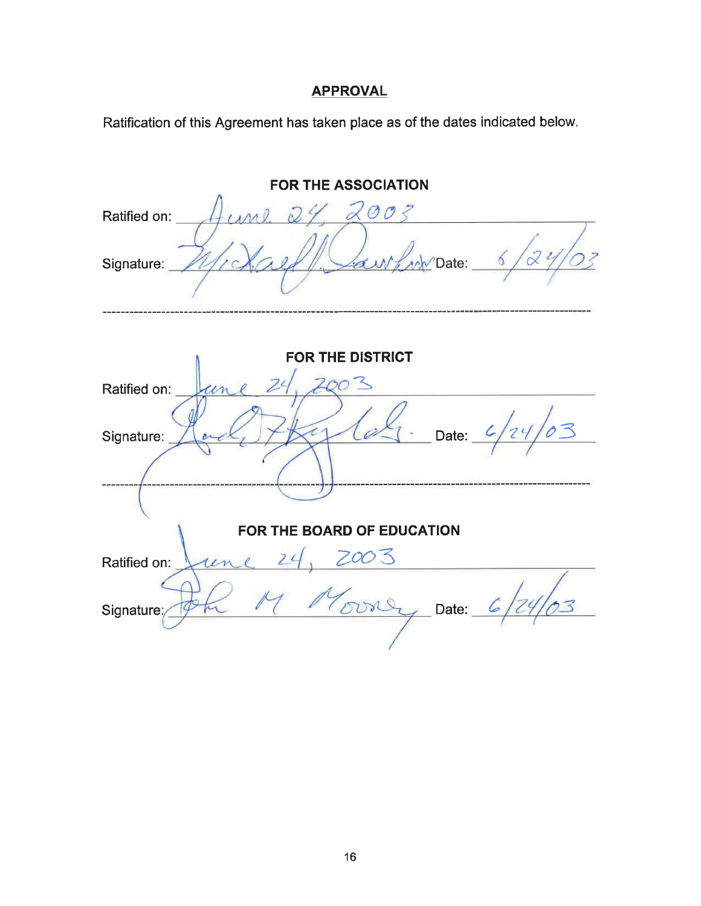## APPROVAL

Ratification of this Agreement has taken place as of the dates indicated below.

### FOR THE ASSOCIATION

Ratified on: June 24, 2003

Signature: Michael J. Lawler Date: 6/24/03

---

### FOR THE DISTRICT

Ratified on: June 24, 2003

Signature: [signature] Date: 6/24/03

---

### FOR THE BOARD OF EDUCATION

Ratified on: June 24, 2003

Signature: John M Mooney Date: 6/24/03